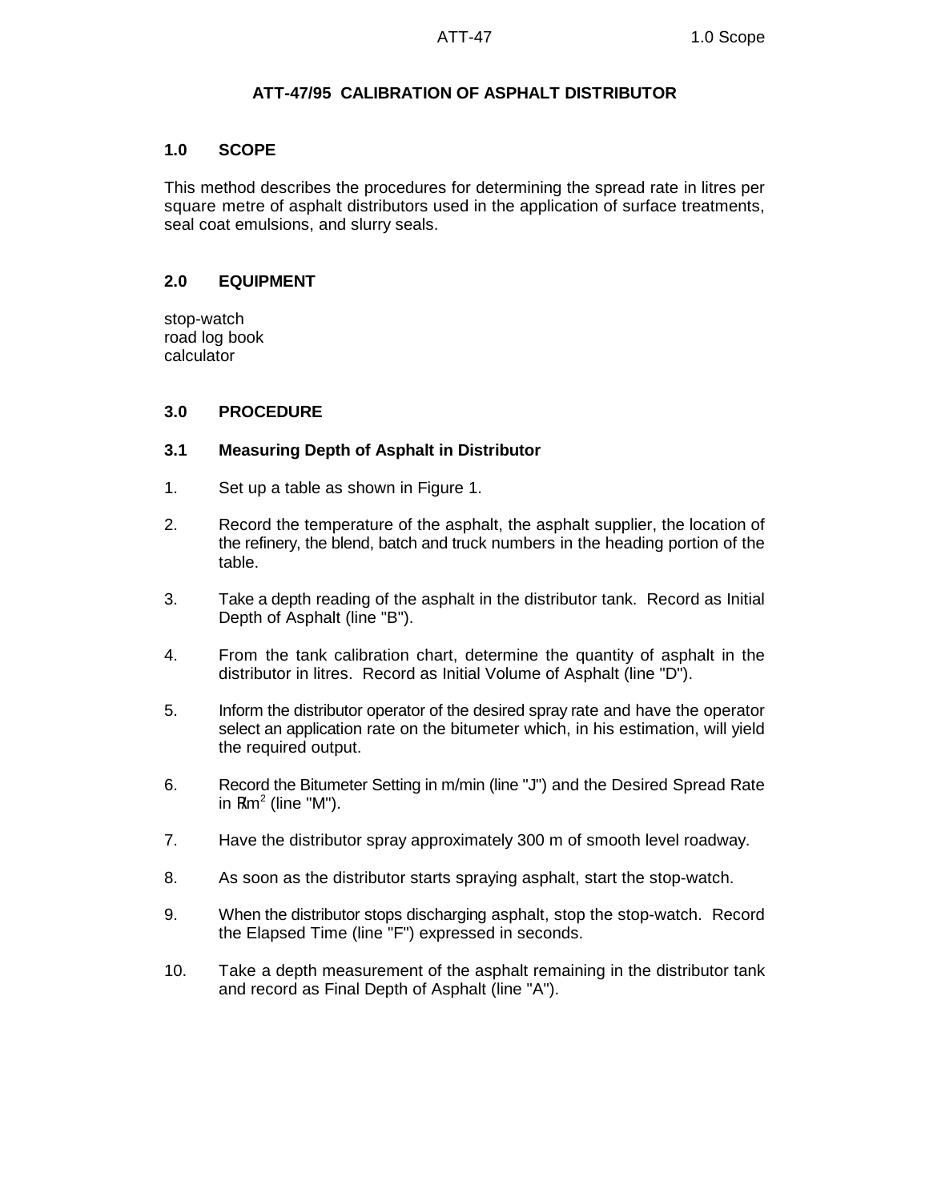# ATT-47/95 CALIBRATION OF ASPHALT DISTRIBUTOR

## 1.0 SCOPE

This method describes the procedures for determining the spread rate in litres per square metre of asphalt distributors used in the application of surface treatments, seal coat emulsions, and slurry seals.

## 2.0 EQUIPMENT

stop-watch
road log book
calculator

## 3.0 PROCEDURE

### 3.1 Measuring Depth of Asphalt in Distributor

1. Set up a table as shown in Figure 1.
2. Record the temperature of the asphalt, the asphalt supplier, the location of the refinery, the blend, batch and truck numbers in the heading portion of the table.
3. Take a depth reading of the asphalt in the distributor tank. Record as Initial Depth of Asphalt (line "B").
4. From the tank calibration chart, determine the quantity of asphalt in the distributor in litres. Record as Initial Volume of Asphalt (line "D").
5. Inform the distributor operator of the desired spray rate and have the operator select an application rate on the bitumeter which, in his estimation, will yield the required output.
6. Record the Bitumeter Setting in m/min (line "J") and the Desired Spread Rate in $\ell/m^2$ (line "M").
7. Have the distributor spray approximately 300 m of smooth level roadway.
8. As soon as the distributor starts spraying asphalt, start the stop-watch.
9. When the distributor stops discharging asphalt, stop the stop-watch. Record the Elapsed Time (line "F") expressed in seconds.
10. Take a depth measurement of the asphalt remaining in the distributor tank and record as Final Depth of Asphalt (line "A").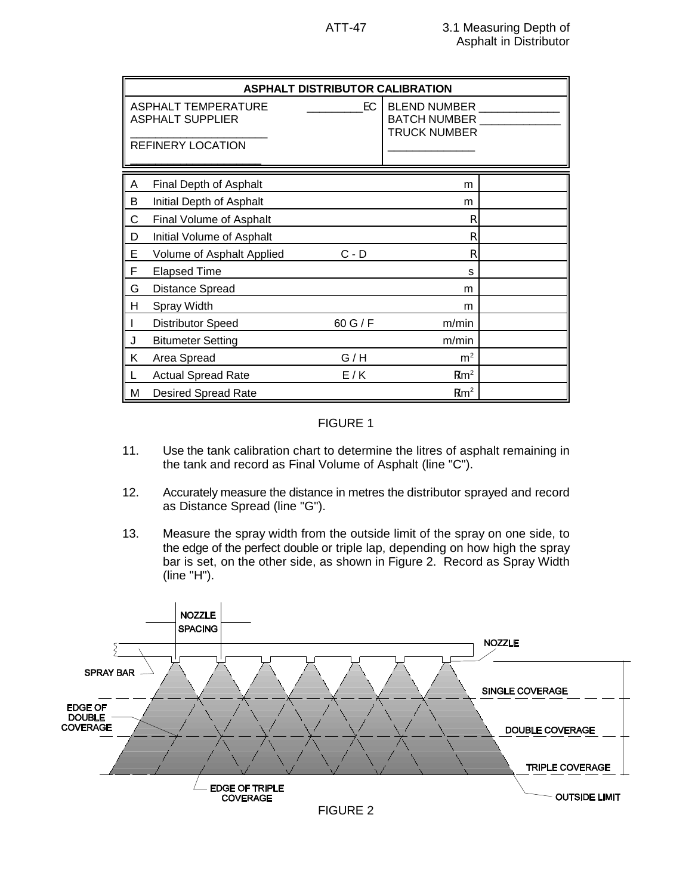| ASPHALT DISTRIBUTOR CALIBRATION | |
|---|---|
| ASPHALT TEMPERATURE _________EC<br>ASPHALT SUPPLIER<br>____________________<br>REFINERY LOCATION<br>____________________ | BLEND NUMBER _____________<br>BATCH NUMBER _____________<br>TRUCK NUMBER<br>_____________ |

| | | | | |
|---|---|---|---|---|
| A | Final Depth of Asphalt | | m | |
| B | Initial Depth of Asphalt | | m | |
| C | Final Volume of Asphalt | | R | |
| D | Initial Volume of Asphalt | | R | |
| E | Volume of Asphalt Applied | C - D | R | |
| F | Elapsed Time | | s | |
| G | Distance Spread | | m | |
| H | Spray Width | | m | |
| I | Distributor Speed | 60 G / F | m/min | |
| J | Bitumeter Setting | | m/min | |
| K | Area Spread | G / H | $m^2$ | |
| L | Actual Spread Rate | E / K | R/$m^2$ | |
| M | Desired Spread Rate | | R/$m^2$ | |

FIGURE 1

11. Use the tank calibration chart to determine the litres of asphalt remaining in the tank and record as Final Volume of Asphalt (line "C").

12. Accurately measure the distance in metres the distributor sprayed and record as Distance Spread (line "G").

13. Measure the spray width from the outside limit of the spray on one side, to the edge of the perfect double or triple lap, depending on how high the spray bar is set, on the other side, as shown in Figure 2. Record as Spray Width (line "H").

FIGURE 2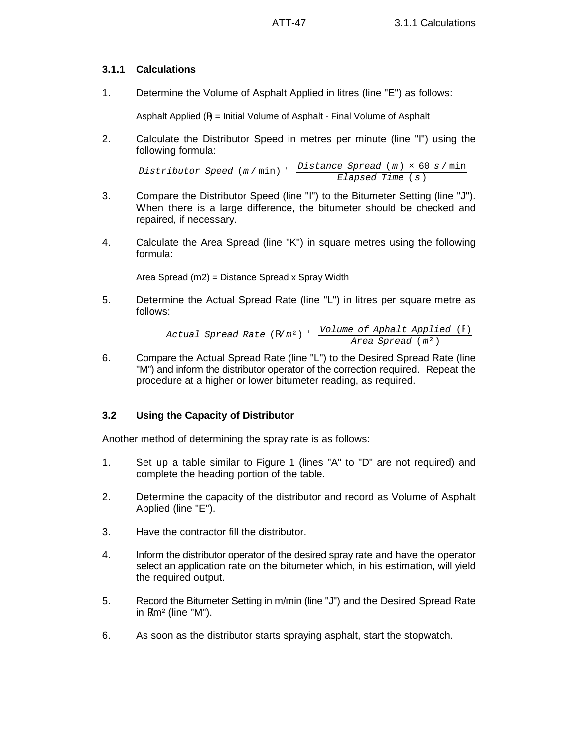### 3.1.1 Calculations

1. Determine the Volume of Asphalt Applied in litres (line "E") as follows:

   Asphalt Applied (ℓ) = Initial Volume of Asphalt - Final Volume of Asphalt

2. Calculate the Distributor Speed in metres per minute (line "I") using the following formula:

$$Distributor\ Speed\ (m/\min) = \frac{Distance\ Spread\ (m) \times 60\ s/\min}{Elapsed\ Time\ (s)}$$

3. Compare the Distributor Speed (line "I") to the Bitumeter Setting (line "J"). When there is a large difference, the bitumeter should be checked and repaired, if necessary.

4. Calculate the Area Spread (line "K") in square metres using the following formula:

   Area Spread (m2) = Distance Spread x Spray Width

5. Determine the Actual Spread Rate (line "L") in litres per square metre as follows:

$$Actual\ Spread\ Rate\ (\ell/m^2) = \frac{Volume\ of\ Aphalt\ Applied\ (\ell)}{Area\ Spread\ (m^2)}$$

6. Compare the Actual Spread Rate (line "L") to the Desired Spread Rate (line "M") and inform the distributor operator of the correction required. Repeat the procedure at a higher or lower bitumeter reading, as required.

## 3.2 Using the Capacity of Distributor

Another method of determining the spray rate is as follows:

1. Set up a table similar to Figure 1 (lines "A" to "D" are not required) and complete the heading portion of the table.

2. Determine the capacity of the distributor and record as Volume of Asphalt Applied (line "E").

3. Have the contractor fill the distributor.

4. Inform the distributor operator of the desired spray rate and have the operator select an application rate on the bitumeter which, in his estimation, will yield the required output.

5. Record the Bitumeter Setting in m/min (line "J") and the Desired Spread Rate in ℓ/m² (line "M").

6. As soon as the distributor starts spraying asphalt, start the stopwatch.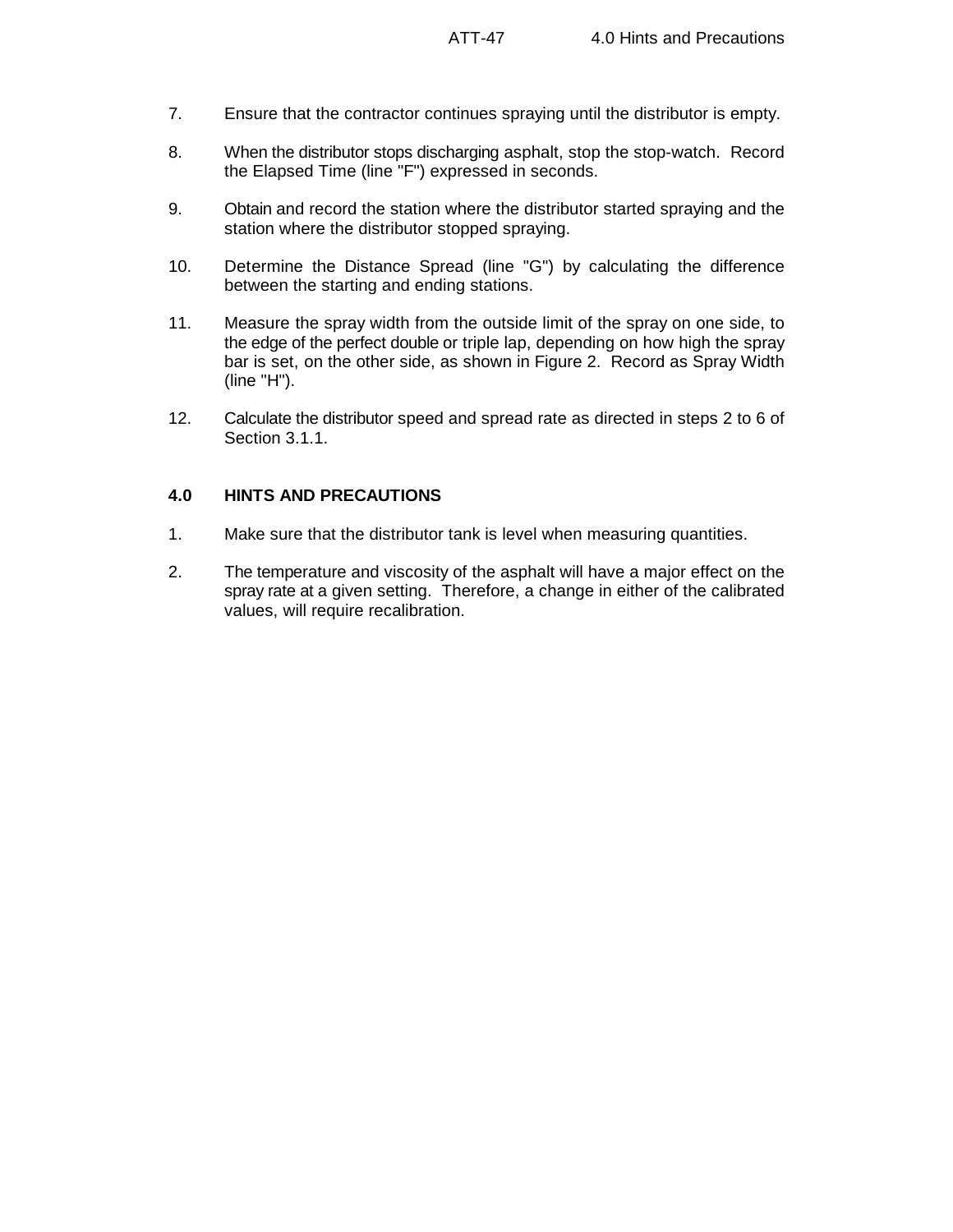7. Ensure that the contractor continues spraying until the distributor is empty.

8. When the distributor stops discharging asphalt, stop the stop-watch. Record the Elapsed Time (line "F") expressed in seconds.

9. Obtain and record the station where the distributor started spraying and the station where the distributor stopped spraying.

10. Determine the Distance Spread (line "G") by calculating the difference between the starting and ending stations.

11. Measure the spray width from the outside limit of the spray on one side, to the edge of the perfect double or triple lap, depending on how high the spray bar is set, on the other side, as shown in Figure 2. Record as Spray Width (line "H").

12. Calculate the distributor speed and spread rate as directed in steps 2 to 6 of Section 3.1.1.

## 4.0 HINTS AND PRECAUTIONS

1. Make sure that the distributor tank is level when measuring quantities.

2. The temperature and viscosity of the asphalt will have a major effect on the spray rate at a given setting. Therefore, a change in either of the calibrated values, will require recalibration.